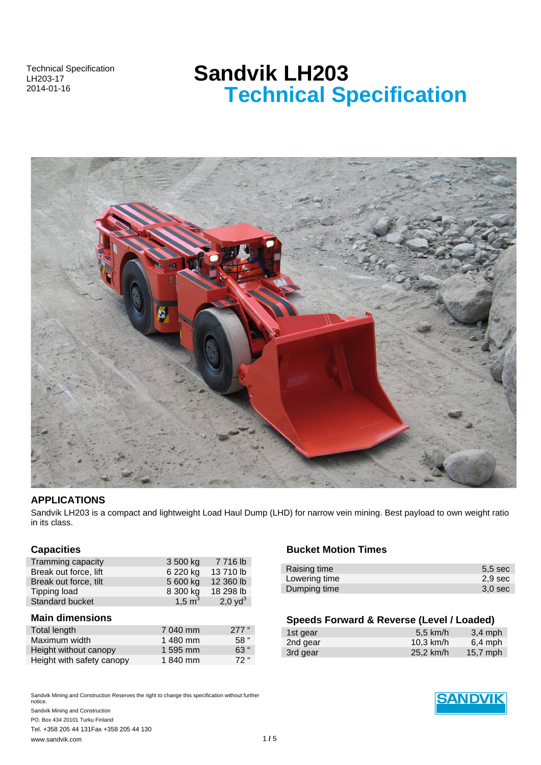Technical Specification
LH203-17
2014-01-16

# Sandvik LH203
# Technical Specification

## APPLICATIONS

Sandvik LH203 is a compact and lightweight Load Haul Dump (LHD) for narrow vein mining. Best payload to own weight ratio in its class.

### Capacities

| | | |
|---|---|---|
| Tramming capacity | 3 500 kg | 7 716 lb |
| Break out force, lift | 6 220 kg | 13 710 lb |
| Break out force, tilt | 5 600 kg | 12 360 lb |
| Tipping load | 8 300 kg | 18 298 lb |
| Standard bucket | 1,5 $m^3$ | 2,0 $yd^3$ |

### Main dimensions

| | | |
|---|---|---|
| Total length | 7 040 mm | 277 " |
| Maximum width | 1 480 mm | 58 " |
| Height without canopy | 1 595 mm | 63 " |
| Height with safety canopy | 1 840 mm | 72 " |

### Bucket Motion Times

| | |
|---|---|
| Raising time | 5,5 sec |
| Lowering time | 2,9 sec |
| Dumping time | 3,0 sec |

### Speeds Forward & Reverse (Level / Loaded)

| | | |
|---|---|---|
| 1st gear | 5,5 km/h | 3,4 mph |
| 2nd gear | 10,3 km/h | 6,4 mph |
| 3rd gear | 25,2 km/h | 15,7 mph |

Sandvik Mining and Construction Reserves the right to change this specification without further notice.
Sandvik Mining and Construction
PO. Box 434 20101 Turku Finland
Tel. +358 205 44 131Fax +358 205 44 130
www.sandvik.com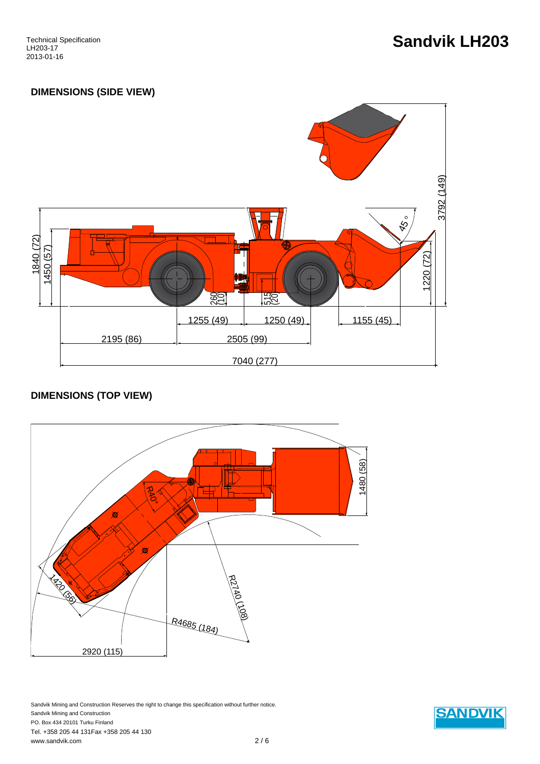# Sandvik LH203

Technical Specification
LH203-17
2013-01-16

## DIMENSIONS (SIDE VIEW)

3792 (149)
45 °
1840 (72)
1450 (57)
1220 (72)
260 (10)
515 (20)
1255 (49)
1250 (49)
1155 (45)
2195 (86)
2505 (99)
7040 (277)

## DIMENSIONS (TOP VIEW)

1480 (58)
R40°
1420 (56)
R2740 (108)
R4685 (184)
2920 (115)

Sandvik Mining and Construction Reserves the right to change this specification without further notice.
Sandvik Mining and Construction
PO. Box 434 20101 Turku Finland
Tel. +358 205 44 131Fax +358 205 44 130
www.sandvik.com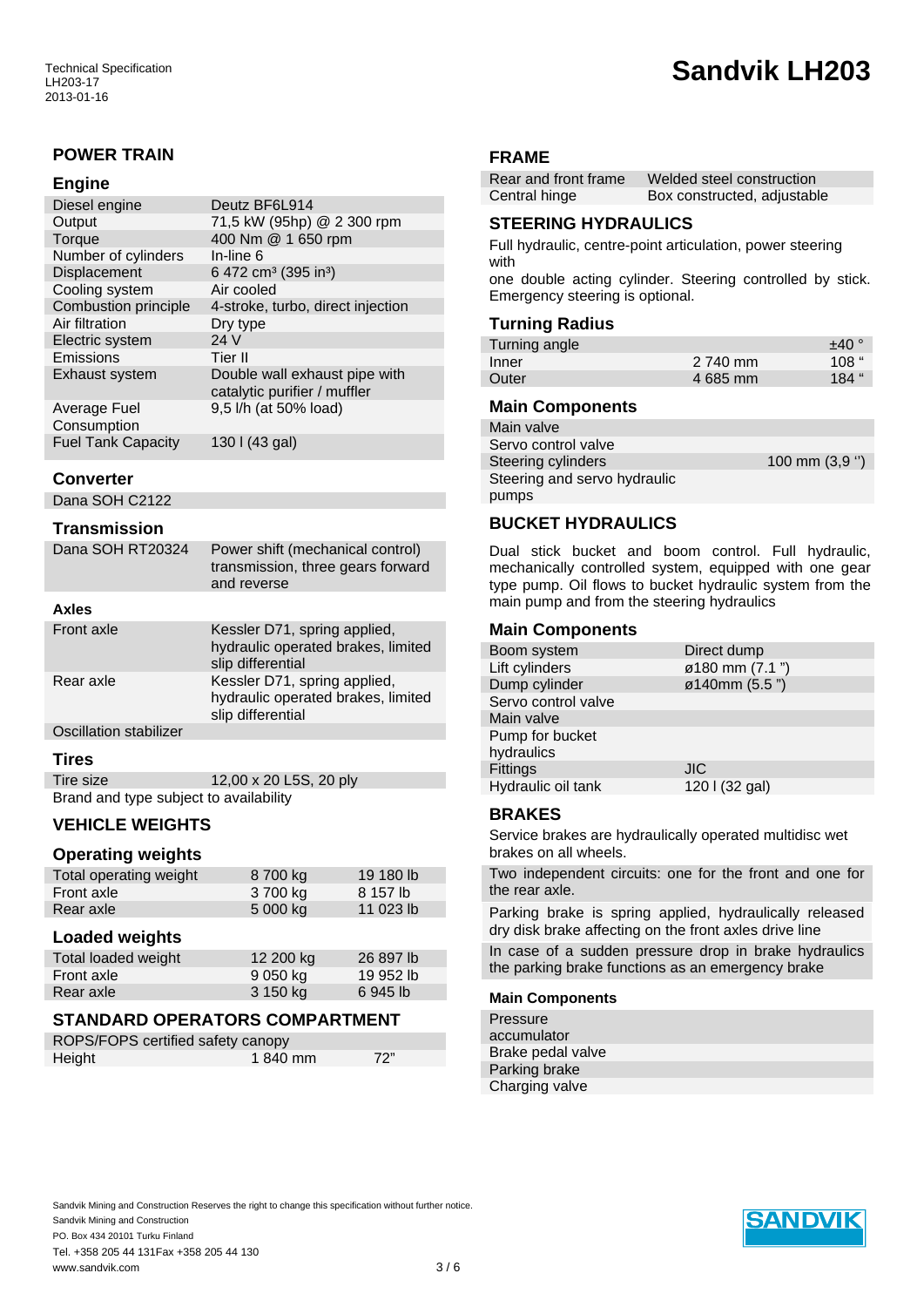# Sandvik LH203

Technical Specification
LH203-17
2013-01-16

## POWER TRAIN

### Engine

| | |
|---|---|
| Diesel engine | Deutz BF6L914 |
| Output | 71,5 kW (95hp) @ 2 300 rpm |
| Torque | 400 Nm @ 1 650 rpm |
| Number of cylinders | In-line 6 |
| Displacement | 6 472 cm³ (395 in³) |
| Cooling system | Air cooled |
| Combustion principle | 4-stroke, turbo, direct injection |
| Air filtration | Dry type |
| Electric system | 24 V |
| Emissions | Tier II |
| Exhaust system | Double wall exhaust pipe with catalytic purifier / muffler |
| Average Fuel Consumption | 9,5 l/h (at 50% load) |
| Fuel Tank Capacity | 130 l (43 gal) |

### Converter

Dana SOH C2122

### Transmission

| | |
|---|---|
| Dana SOH RT20324 | Power shift (mechanical control) transmission, three gears forward and reverse |

#### Axles

| | |
|---|---|
| Front axle | Kessler D71, spring applied, hydraulic operated brakes, limited slip differential |
| Rear axle | Kessler D71, spring applied, hydraulic operated brakes, limited slip differential |
| Oscillation stabilizer | |

### Tires

| | |
|---|---|
| Tire size | 12,00 x 20 L5S, 20 ply |

Brand and type subject to availability

## VEHICLE WEIGHTS

### Operating weights

| | | |
|---|---|---|
| Total operating weight | 8 700 kg | 19 180 lb |
| Front axle | 3 700 kg | 8 157 lb |
| Rear axle | 5 000 kg | 11 023 lb |

### Loaded weights

| | | |
|---|---|---|
| Total loaded weight | 12 200 kg | 26 897 lb |
| Front axle | 9 050 kg | 19 952 lb |
| Rear axle | 3 150 kg | 6 945 lb |

## STANDARD OPERATORS COMPARTMENT

| | | |
|---|---|---|
| ROPS/FOPS certified safety canopy | | |
| Height | 1 840 mm | 72" |

## FRAME

| | |
|---|---|
| Rear and front frame | Welded steel construction |
| Central hinge | Box constructed, adjustable |

## STEERING HYDRAULICS

Full hydraulic, centre-point articulation, power steering with one double acting cylinder. Steering controlled by stick. Emergency steering is optional.

### Turning Radius

| | | |
|---|---|---|
| Turning angle | | ±40 ° |
| Inner | 2 740 mm | 108 " |
| Outer | 4 685 mm | 184 " |

### Main Components

| | |
|---|---|
| Main valve | |
| Servo control valve | |
| Steering cylinders | 100 mm (3,9 '') |
| Steering and servo hydraulic pumps | |

## BUCKET HYDRAULICS

Dual stick bucket and boom control. Full hydraulic, mechanically controlled system, equipped with one gear type pump. Oil flows to bucket hydraulic system from the main pump and from the steering hydraulics

### Main Components

| | |
|---|---|
| Boom system | Direct dump |
| Lift cylinders | ø180 mm (7.1 ") |
| Dump cylinder | ø140mm (5.5 ") |
| Servo control valve | |
| Main valve | |
| Pump for bucket hydraulics | |
| Fittings | JIC |
| Hydraulic oil tank | 120 l (32 gal) |

## BRAKES

Service brakes are hydraulically operated multidisc wet brakes on all wheels.

Two independent circuits: one for the front and one for the rear axle.

Parking brake is spring applied, hydraulically released dry disk brake affecting on the front axles drive line

In case of a sudden pressure drop in brake hydraulics the parking brake functions as an emergency brake

#### Main Components

- Pressure accumulator
- Brake pedal valve
- Parking brake
- Charging valve

Sandvik Mining and Construction Reserves the right to change this specification without further notice.
Sandvik Mining and Construction
PO. Box 434 20101 Turku Finland
Tel. +358 205 44 131Fax +358 205 44 130
www.sandvik.com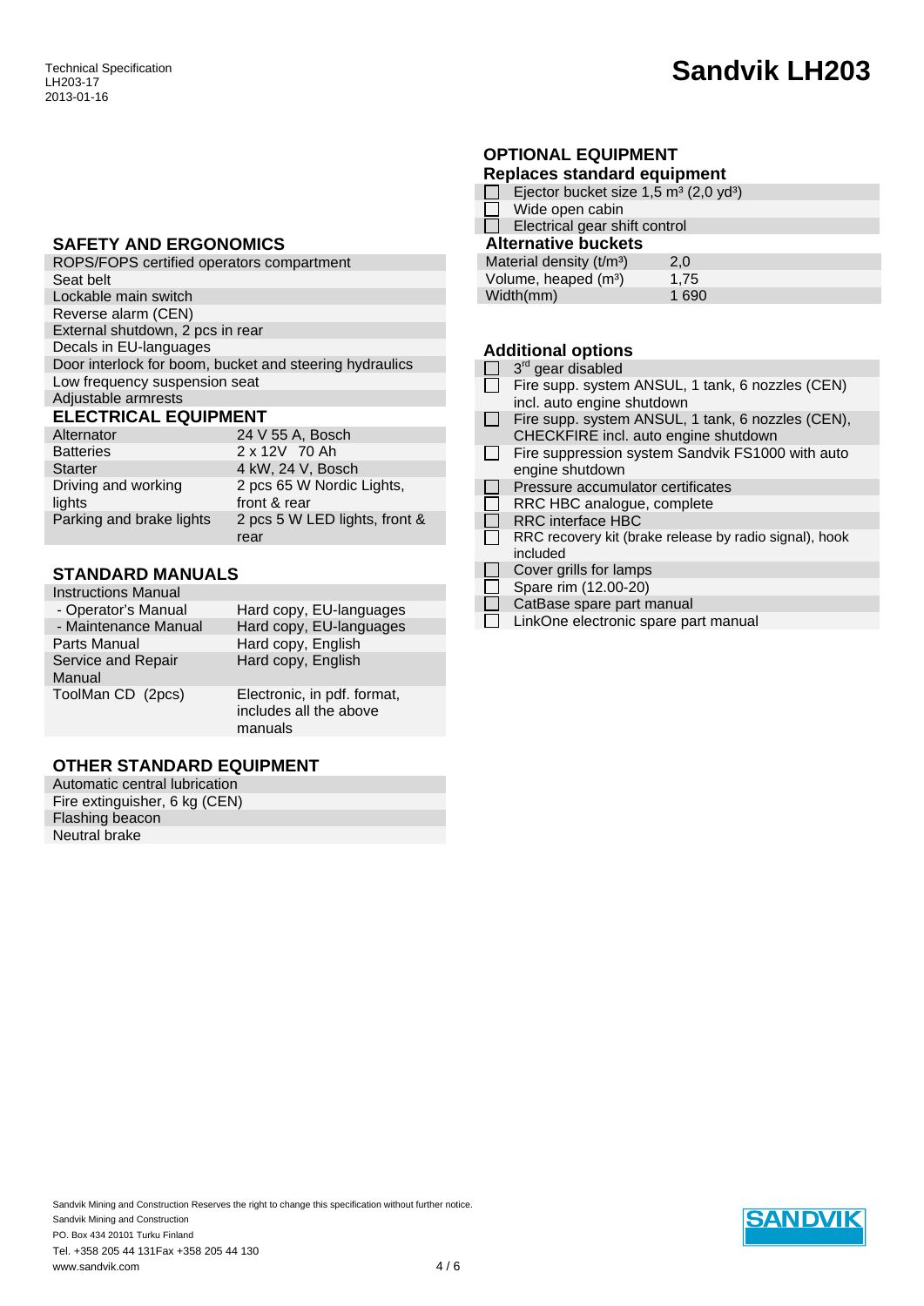## SAFETY AND ERGONOMICS

- ROPS/FOPS certified operators compartment
- Seat belt
- Lockable main switch
- Reverse alarm (CEN)
- External shutdown, 2 pcs in rear
- Decals in EU-languages
- Door interlock for boom, bucket and steering hydraulics
- Low frequency suspension seat
- Adjustable armrests

## ELECTRICAL EQUIPMENT

| | |
|---|---|
| Alternator | 24 V 55 A, Bosch |
| Batteries | 2 x 12V 70 Ah |
| Starter | 4 kW, 24 V, Bosch |
| Driving and working lights | 2 pcs 65 W Nordic Lights, front & rear |
| Parking and brake lights | 2 pcs 5 W LED lights, front & rear |

## STANDARD MANUALS

| | |
|---|---|
| Instructions Manual | |
| - Operator's Manual | Hard copy, EU-languages |
| - Maintenance Manual | Hard copy, EU-languages |
| Parts Manual | Hard copy, English |
| Service and Repair Manual | Hard copy, English |
| ToolMan CD (2pcs) | Electronic, in pdf. format, includes all the above manuals |

## OTHER STANDARD EQUIPMENT

- Automatic central lubrication
- Fire extinguisher, 6 kg (CEN)
- Flashing beacon
- Neutral brake

## OPTIONAL EQUIPMENT

### Replaces standard equipment

- ☐ Ejector bucket size 1,5 m³ (2,0 yd³)
- ☐ Wide open cabin
- ☐ Electrical gear shift control

### Alternative buckets

| | |
|---|---|
| Material density (t/m³) | 2,0 |
| Volume, heaped (m³) | 1,75 |
| Width(mm) | 1 690 |

### Additional options

- ☐ 3rd gear disabled
- ☐ Fire supp. system ANSUL, 1 tank, 6 nozzles (CEN) incl. auto engine shutdown
- ☐ Fire supp. system ANSUL, 1 tank, 6 nozzles (CEN), CHECKFIRE incl. auto engine shutdown
- ☐ Fire suppression system Sandvik FS1000 with auto engine shutdown
- ☐ Pressure accumulator certificates
- ☐ RRC HBC analogue, complete
- ☐ RRC interface HBC
- ☐ RRC recovery kit (brake release by radio signal), hook included
- ☐ Cover grills for lamps
- ☐ Spare rim (12.00-20)
- ☐ CatBase spare part manual
- ☐ LinkOne electronic spare part manual

Sandvik Mining and Construction Reserves the right to change this specification without further notice.
Sandvik Mining and Construction
PO. Box 434 20101 Turku Finland
Tel. +358 205 44 131Fax +358 205 44 130
www.sandvik.com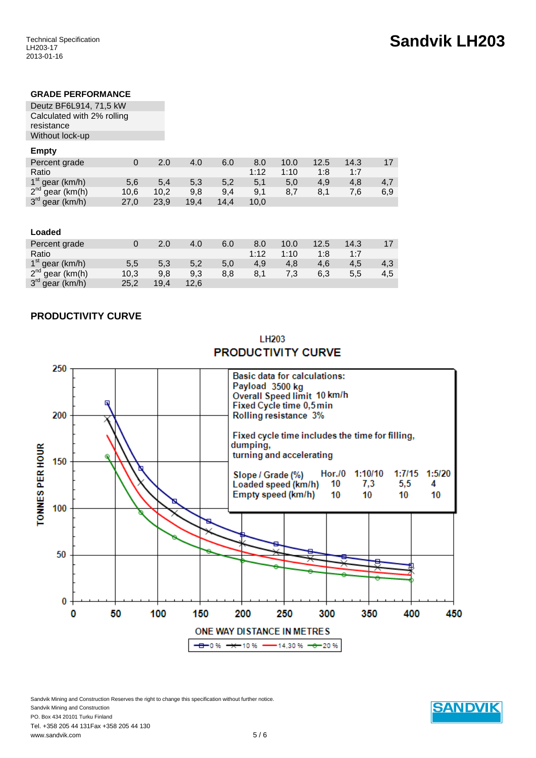## GRADE PERFORMANCE

Deutz BF6L914, 71,5 kW
Calculated with 2% rolling resistance
Without lock-up

### Empty

| Percent grade | 0 | 2.0 | 4.0 | 6.0 | 8.0 | 10.0 | 12.5 | 14.3 | 17 |
|---|---|---|---|---|---|---|---|---|---|
| Ratio | | | | | 1:12 | 1:10 | 1:8 | 1:7 | |
| 1st gear (km/h) | 5,6 | 5,4 | 5,3 | 5,2 | 5,1 | 5,0 | 4,9 | 4,8 | 4,7 |
| 2nd gear (km/h) | 10,6 | 10,2 | 9,8 | 9,4 | 9,1 | 8,7 | 8,1 | 7,6 | 6,9 |
| 3rd gear (km/h) | 27,0 | 23,9 | 19,4 | 14,4 | 10,0 | | | | |

### Loaded

| Percent grade | 0 | 2.0 | 4.0 | 6.0 | 8.0 | 10.0 | 12.5 | 14.3 | 17 |
|---|---|---|---|---|---|---|---|---|---|
| Ratio | | | | | 1:12 | 1:10 | 1:8 | 1:7 | |
| 1st gear (km/h) | 5,5 | 5,3 | 5,2 | 5,0 | 4,9 | 4,8 | 4,6 | 4,5 | 4,3 |
| 2nd gear (km/h) | 10,3 | 9,8 | 9,3 | 8,8 | 8,1 | 7,3 | 6,3 | 5,5 | 4,5 |
| 3rd gear (km/h) | 25,2 | 19,4 | 12,6 | | | | | | |

## PRODUCTIVITY CURVE

LH203
PRODUCTIVITY CURVE

Basic data for calculations:
Payload 3500 kg
Overall Speed limit 10 km/h
Fixed Cycle time 0,5 min
Rolling resistance 3%

Fixed cycle time includes the time for filling, dumping, turning and accelerating

| Slope / Grade (%) | Hor./0 | 1:10/10 | 1:7/15 | 1:5/20 |
|---|---|---|---|---|
| Loaded speed (km/h) | 10 | 7,3 | 5,5 | 4 |
| Empty speed (km/h) | 10 | 10 | 10 | 10 |

TONNES PER HOUR (0–250) vs. ONE WAY DISTANCE IN METRES (0–450)

Legend: 0 %, 10 %, 14,30 %, 20 %

Sandvik Mining and Construction Reserves the right to change this specification without further notice.
Sandvik Mining and Construction
PO. Box 434 20101 Turku Finland
Tel. +358 205 44 131Fax +358 205 44 130
www.sandvik.com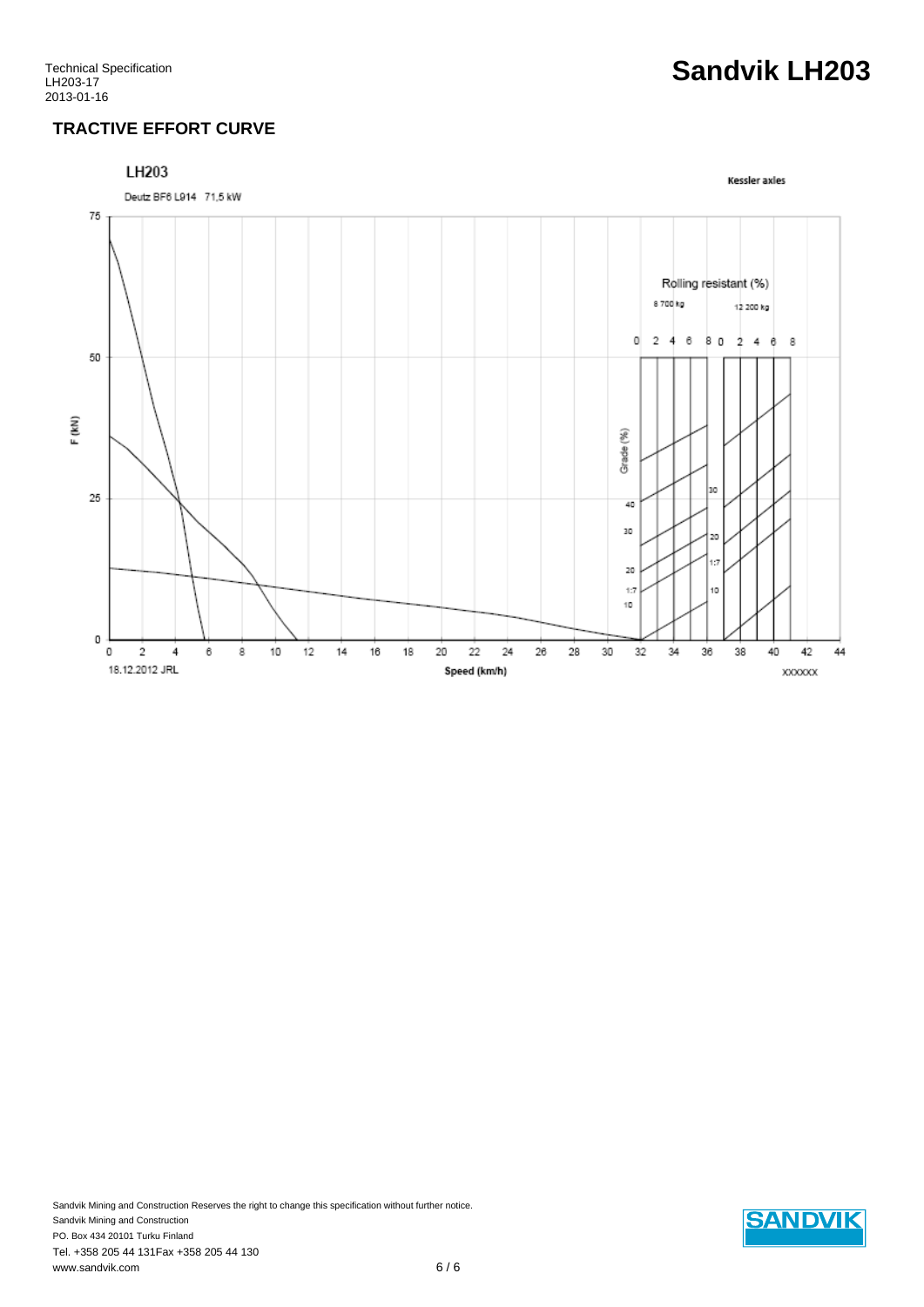## TRACTIVE EFFORT CURVE

LH203

Deutz BF6 L914 71,5 kW

Kessler axles

F (kN)

75

50

25

0

0 2 4 6 8 10 12 14 16 18 20 22 24 26 28 30 32 34 36 38 40 42 44

Speed (km/h)

Rolling resistant (%)

8 700 kg

12 200 kg

0 2 4 6 8 0 2 4 6 8

Grade (%)

40

30

20

1:7

10

30

20

1:7

10

18.12.2012 JRL

XXXXXX

Sandvik Mining and Construction Reserves the right to change this specification without further notice.
Sandvik Mining and Construction
PO. Box 434 20101 Turku Finland
Tel. +358 205 44 131Fax +358 205 44 130
www.sandvik.com